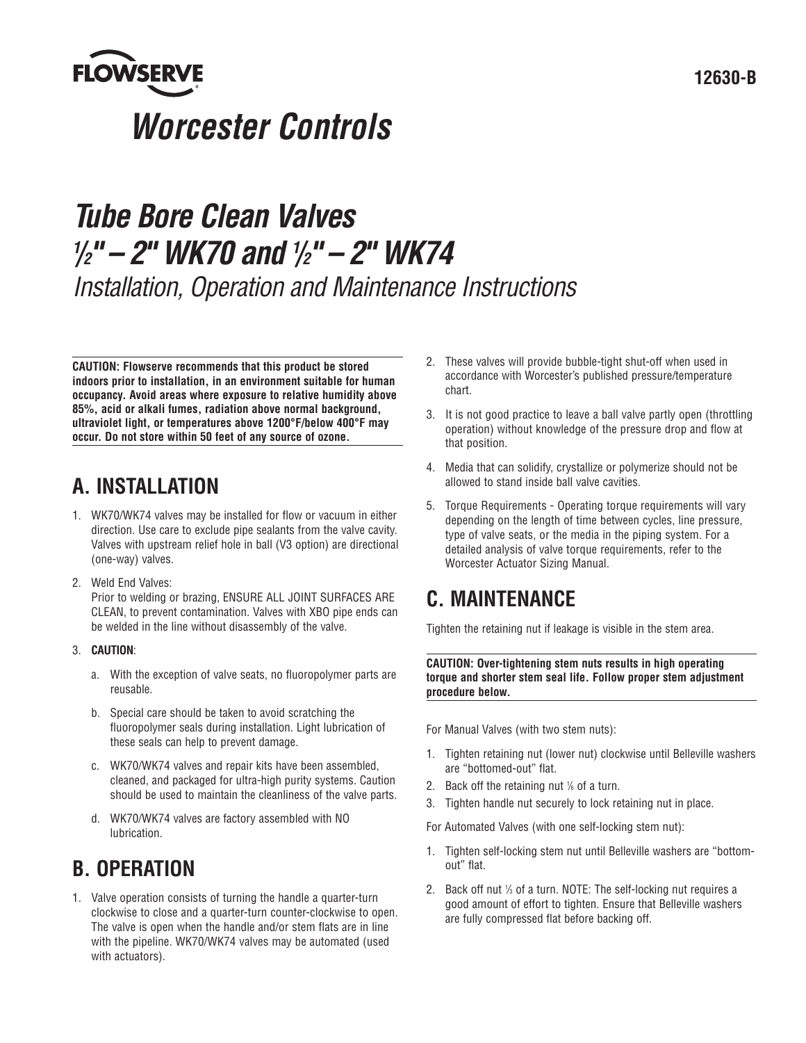**FLOWSERVE**

**12630-B**

# *Worcester Controls*

# *Tube Bore Clean Valves ½" – 2" WK70 and ½" – 2" WK74*

*Installation, Operation and Maintenance Instructions*

**CAUTION: Flowserve recommends that this product be stored indoors prior to installation, in an environment suitable for human occupancy. Avoid areas where exposure to relative humidity above 85%, acid or alkali fumes, radiation above normal background, ultraviolet light, or temperatures above 1200°F/below 400°F may occur. Do not store within 50 feet of any source of ozone.**

## A. INSTALLATION

1. WK70/WK74 valves may be installed for flow or vacuum in either direction. Use care to exclude pipe sealants from the valve cavity. Valves with upstream relief hole in ball (V3 option) are directional (one-way) valves.
2. Weld End Valves:
   Prior to welding or brazing, ENSURE ALL JOINT SURFACES ARE CLEAN, to prevent contamination. Valves with XBO pipe ends can be welded in the line without disassembly of the valve.
3. **CAUTION**:
   a. With the exception of valve seats, no fluoropolymer parts are reusable.
   b. Special care should be taken to avoid scratching the fluoropolymer seals during installation. Light lubrication of these seals can help to prevent damage.
   c. WK70/WK74 valves and repair kits have been assembled, cleaned, and packaged for ultra-high purity systems. Caution should be used to maintain the cleanliness of the valve parts.
   d. WK70/WK74 valves are factory assembled with NO lubrication.

## B. OPERATION

1. Valve operation consists of turning the handle a quarter-turn clockwise to close and a quarter-turn counter-clockwise to open. The valve is open when the handle and/or stem flats are in line with the pipeline. WK70/WK74 valves may be automated (used with actuators).
2. These valves will provide bubble-tight shut-off when used in accordance with Worcester's published pressure/temperature chart.
3. It is not good practice to leave a ball valve partly open (throttling operation) without knowledge of the pressure drop and flow at that position.
4. Media that can solidify, crystallize or polymerize should not be allowed to stand inside ball valve cavities.
5. Torque Requirements - Operating torque requirements will vary depending on the length of time between cycles, line pressure, type of valve seats, or the media in the piping system. For a detailed analysis of valve torque requirements, refer to the Worcester Actuator Sizing Manual.

## C. MAINTENANCE

Tighten the retaining nut if leakage is visible in the stem area.

**CAUTION: Over-tightening stem nuts results in high operating torque and shorter stem seal life. Follow proper stem adjustment procedure below.**

For Manual Valves (with two stem nuts):

1. Tighten retaining nut (lower nut) clockwise until Belleville washers are "bottomed-out" flat.
2. Back off the retaining nut ⅙ of a turn.
3. Tighten handle nut securely to lock retaining nut in place.

For Automated Valves (with one self-locking stem nut):

1. Tighten self-locking stem nut until Belleville washers are "bottom-out" flat.
2. Back off nut ⅓ of a turn. NOTE: The self-locking nut requires a good amount of effort to tighten. Ensure that Belleville washers are fully compressed flat before backing off.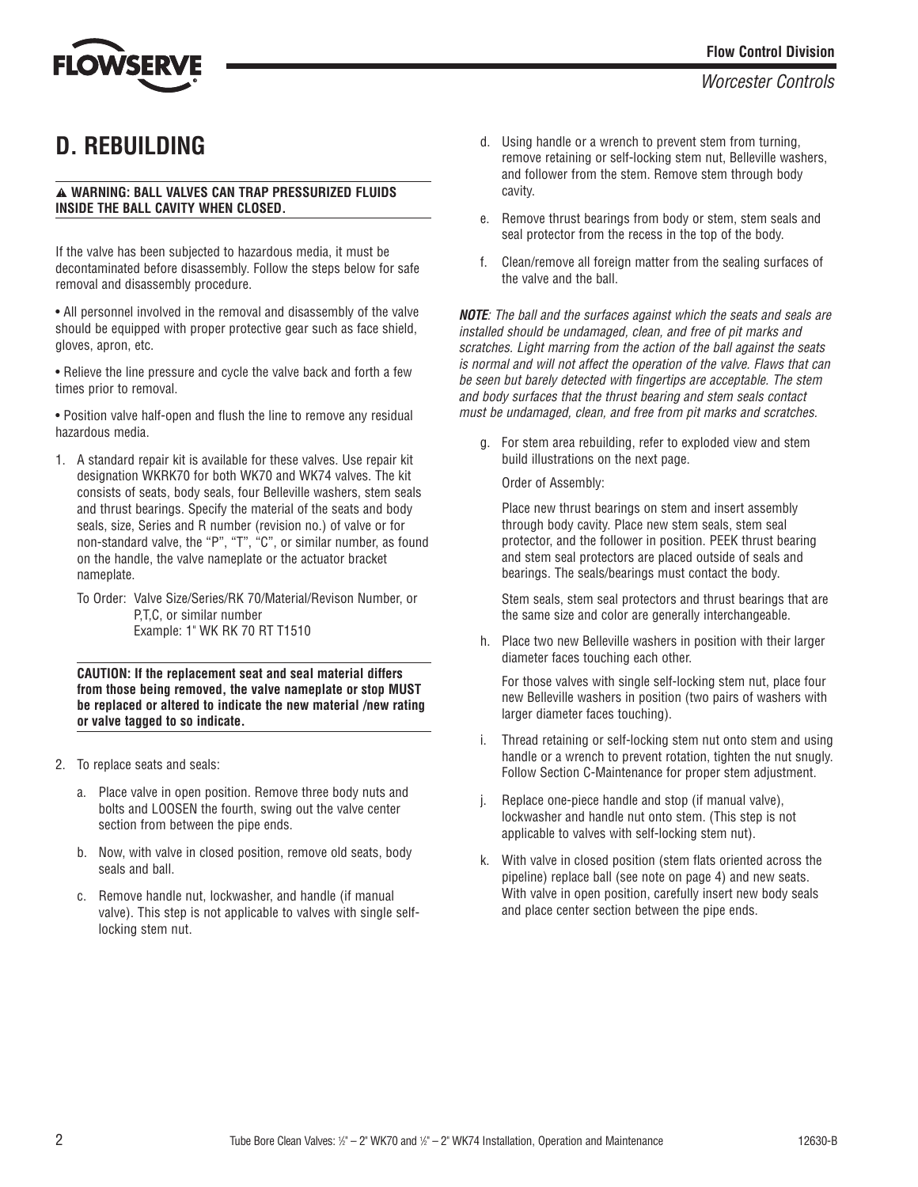## D. REBUILDING

**⚠ WARNING: BALL VALVES CAN TRAP PRESSURIZED FLUIDS INSIDE THE BALL CAVITY WHEN CLOSED.**

If the valve has been subjected to hazardous media, it must be decontaminated before disassembly. Follow the steps below for safe removal and disassembly procedure.

• All personnel involved in the removal and disassembly of the valve should be equipped with proper protective gear such as face shield, gloves, apron, etc.

• Relieve the line pressure and cycle the valve back and forth a few times prior to removal.

• Position valve half-open and flush the line to remove any residual hazardous media.

1. A standard repair kit is available for these valves. Use repair kit designation WKRK70 for both WK70 and WK74 valves. The kit consists of seats, body seals, four Belleville washers, stem seals and thrust bearings. Specify the material of the seats and body seals, size, Series and R number (revision no.) of valve or for non-standard valve, the "P", "T", "C", or similar number, as found on the handle, the valve nameplate or the actuator bracket nameplate.

   To Order: Valve Size/Series/RK 70/Material/Revison Number, or P,T,C, or similar number
   Example: 1" WK RK 70 RT T1510

   **CAUTION: If the replacement seat and seal material differs from those being removed, the valve nameplate or stop MUST be replaced or altered to indicate the new material /new rating or valve tagged to so indicate.**

2. To replace seats and seals:

   a. Place valve in open position. Remove three body nuts and bolts and LOOSEN the fourth, swing out the valve center section from between the pipe ends.

   b. Now, with valve in closed position, remove old seats, body seals and ball.

   c. Remove handle nut, lockwasher, and handle (if manual valve). This step is not applicable to valves with single self-locking stem nut.

   d. Using handle or a wrench to prevent stem from turning, remove retaining or self-locking stem nut, Belleville washers, and follower from the stem. Remove stem through body cavity.

   e. Remove thrust bearings from body or stem, stem seals and seal protector from the recess in the top of the body.

   f. Clean/remove all foreign matter from the sealing surfaces of the valve and the ball.

   ***NOTE****: The ball and the surfaces against which the seats and seals are installed should be undamaged, clean, and free of pit marks and scratches. Light marring from the action of the ball against the seats is normal and will not affect the operation of the valve. Flaws that can be seen but barely detected with fingertips are acceptable. The stem and body surfaces that the thrust bearing and stem seals contact must be undamaged, clean, and free from pit marks and scratches.*

   g. For stem area rebuilding, refer to exploded view and stem build illustrations on the next page.

      Order of Assembly:

      Place new thrust bearings on stem and insert assembly through body cavity. Place new stem seals, stem seal protector, and the follower in position. PEEK thrust bearing and stem seal protectors are placed outside of seals and bearings. The seals/bearings must contact the body.

      Stem seals, stem seal protectors and thrust bearings that are the same size and color are generally interchangeable.

   h. Place two new Belleville washers in position with their larger diameter faces touching each other.

      For those valves with single self-locking stem nut, place four new Belleville washers in position (two pairs of washers with larger diameter faces touching).

   i. Thread retaining or self-locking stem nut onto stem and using handle or a wrench to prevent rotation, tighten the nut snugly. Follow Section C-Maintenance for proper stem adjustment.

   j. Replace one-piece handle and stop (if manual valve), lockwasher and handle nut onto stem. (This step is not applicable to valves with self-locking stem nut).

   k. With valve in closed position (stem flats oriented across the pipeline) replace ball (see note on page 4) and new seats. With valve in open position, carefully insert new body seals and place center section between the pipe ends.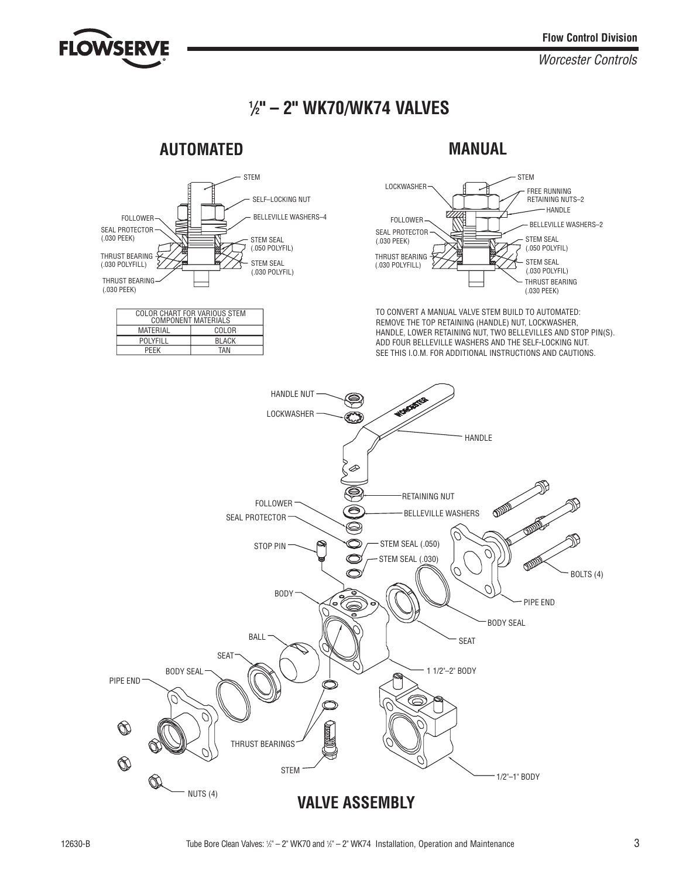# ½" – 2" WK70/WK74 VALVES

## AUTOMATED

STEM

SELF–LOCKING NUT

BELLEVILLE WASHERS–4

FOLLOWER

SEAL PROTECTOR (.030 PEEK)

STEM SEAL (.050 POLYFIL)

THRUST BEARING (.030 POLYFILL)

STEM SEAL (.030 POLYFIL)

THRUST BEARING (.030 PEEK)

| COLOR CHART FOR VARIOUS STEM COMPONENT MATERIALS | |
|---|---|
| MATERIAL | COLOR |
| POLYFILL | BLACK |
| PEEK | TAN |

## MANUAL

STEM

LOCKWASHER

FREE RUNNING RETAINING NUTS–2

HANDLE

FOLLOWER

BELLEVILLE WASHERS–2

SEAL PROTECTOR (.030 PEEK)

STEM SEAL (.050 POLYFIL)

THRUST BEARING (.030 POLYFILL)

STEM SEAL (.030 POLYFIL)

THRUST BEARING (.030 PEEK)

TO CONVERT A MANUAL VALVE STEM BUILD TO AUTOMATED: REMOVE THE TOP RETAINING (HANDLE) NUT, LOCKWASHER, HANDLE, LOWER RETAINING NUT, TWO BELLEVILLES AND STOP PIN(S). ADD FOUR BELLEVILLE WASHERS AND THE SELF-LOCKING NUT. SEE THIS I.O.M. FOR ADDITIONAL INSTRUCTIONS AND CAUTIONS.

HANDLE NUT

LOCKWASHER

HANDLE

RETAINING NUT

FOLLOWER

BELLEVILLE WASHERS

SEAL PROTECTOR

STOP PIN

STEM SEAL (.050)

STEM SEAL (.030)

BOLTS (4)

BODY

PIPE END

BODY SEAL

SEAT

BALL

SEAT

1 1/2"–2" BODY

BODY SEAL

PIPE END

THRUST BEARINGS

STEM

1/2"–1" BODY

NUTS (4)

## VALVE ASSEMBLY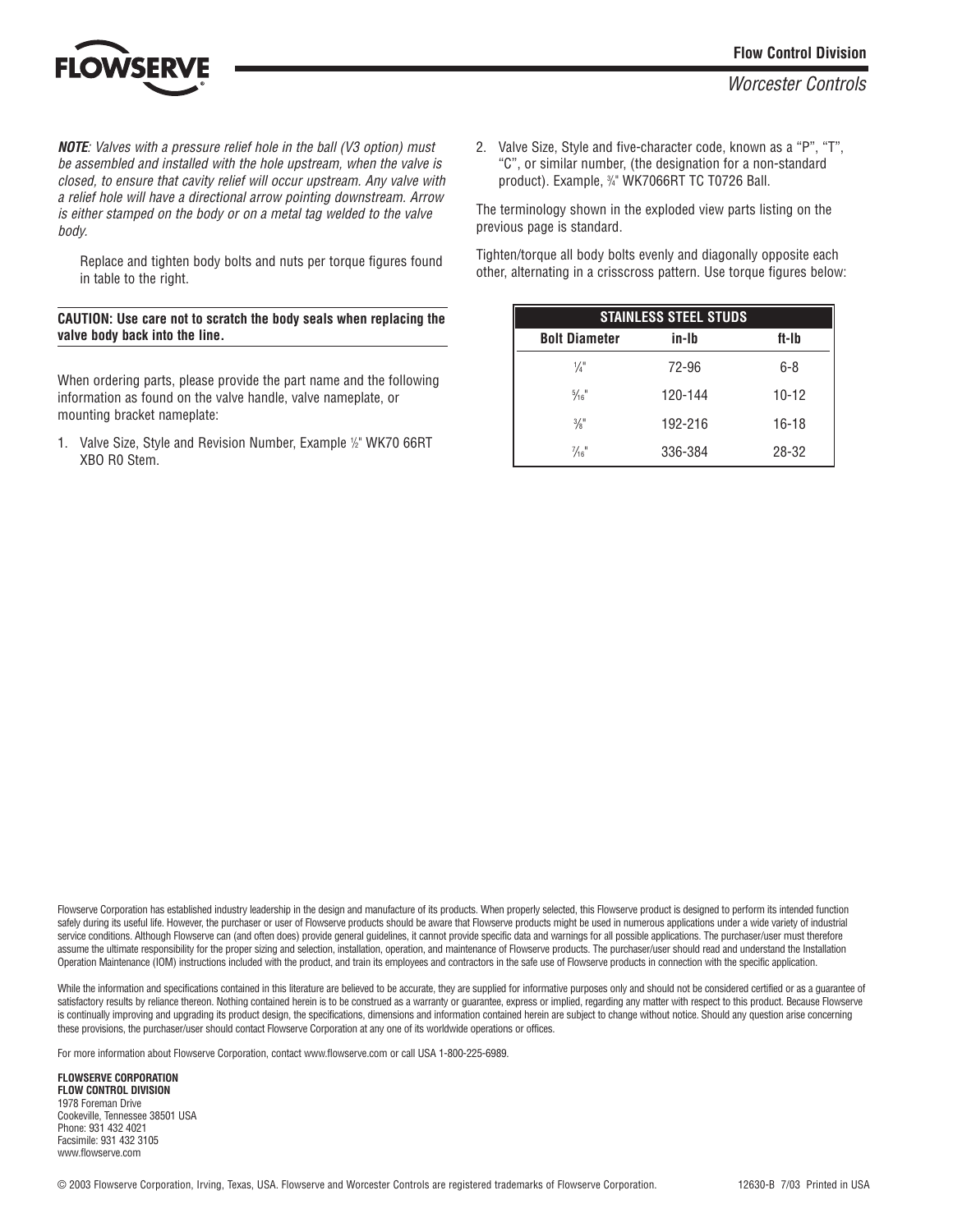***NOTE**: Valves with a pressure relief hole in the ball (V3 option) must be assembled and installed with the hole upstream, when the valve is closed, to ensure that cavity relief will occur upstream. Any valve with a relief hole will have a directional arrow pointing downstream. Arrow is either stamped on the body or on a metal tag welded to the valve body.*

Replace and tighten body bolts and nuts per torque figures found in table to the right.

**CAUTION: Use care not to scratch the body seals when replacing the valve body back into the line.**

When ordering parts, please provide the part name and the following information as found on the valve handle, valve nameplate, or mounting bracket nameplate:

1. Valve Size, Style and Revision Number, Example ½" WK70 66RT XBO R0 Stem.
2. Valve Size, Style and five-character code, known as a "P", "T", "C", or similar number, (the designation for a non-standard product). Example, ¾" WK7066RT TC T0726 Ball.

The terminology shown in the exploded view parts listing on the previous page is standard.

Tighten/torque all body bolts evenly and diagonally opposite each other, alternating in a crisscross pattern. Use torque figures below:

| STAINLESS STEEL STUDS | | |
|---|---|---|
| **Bolt Diameter** | **in-lb** | **ft-lb** |
| ¼" | 72-96 | 6-8 |
| 5⁄16" | 120-144 | 10-12 |
| ⅜" | 192-216 | 16-18 |
| 7⁄16" | 336-384 | 28-32 |

Flowserve Corporation has established industry leadership in the design and manufacture of its products. When properly selected, this Flowserve product is designed to perform its intended function safely during its useful life. However, the purchaser or user of Flowserve products should be aware that Flowserve products might be used in numerous applications under a wide variety of industrial service conditions. Although Flowserve can (and often does) provide general guidelines, it cannot provide specific data and warnings for all possible applications. The purchaser/user must therefore assume the ultimate responsibility for the proper sizing and selection, installation, operation, and maintenance of Flowserve products. The purchaser/user should read and understand the Installation Operation Maintenance (IOM) instructions included with the product, and train its employees and contractors in the safe use of Flowserve products in connection with the specific application.

While the information and specifications contained in this literature are believed to be accurate, they are supplied for informative purposes only and should not be considered certified or as a guarantee of satisfactory results by reliance thereon. Nothing contained herein is to be construed as a warranty or guarantee, express or implied, regarding any matter with respect to this product. Because Flowserve is continually improving and upgrading its product design, the specifications, dimensions and information contained herein are subject to change without notice. Should any question arise concerning these provisions, the purchaser/user should contact Flowserve Corporation at any one of its worldwide operations or offices.

For more information about Flowserve Corporation, contact www.flowserve.com or call USA 1-800-225-6989.

**FLOWSERVE CORPORATION**
**FLOW CONTROL DIVISION**
1978 Foreman Drive
Cookeville, Tennessee 38501 USA
Phone: 931 432 4021
Facsimile: 931 432 3105
www.flowserve.com

© 2003 Flowserve Corporation, Irving, Texas, USA. Flowserve and Worcester Controls are registered trademarks of Flowserve Corporation.

12630-B 7/03 Printed in USA